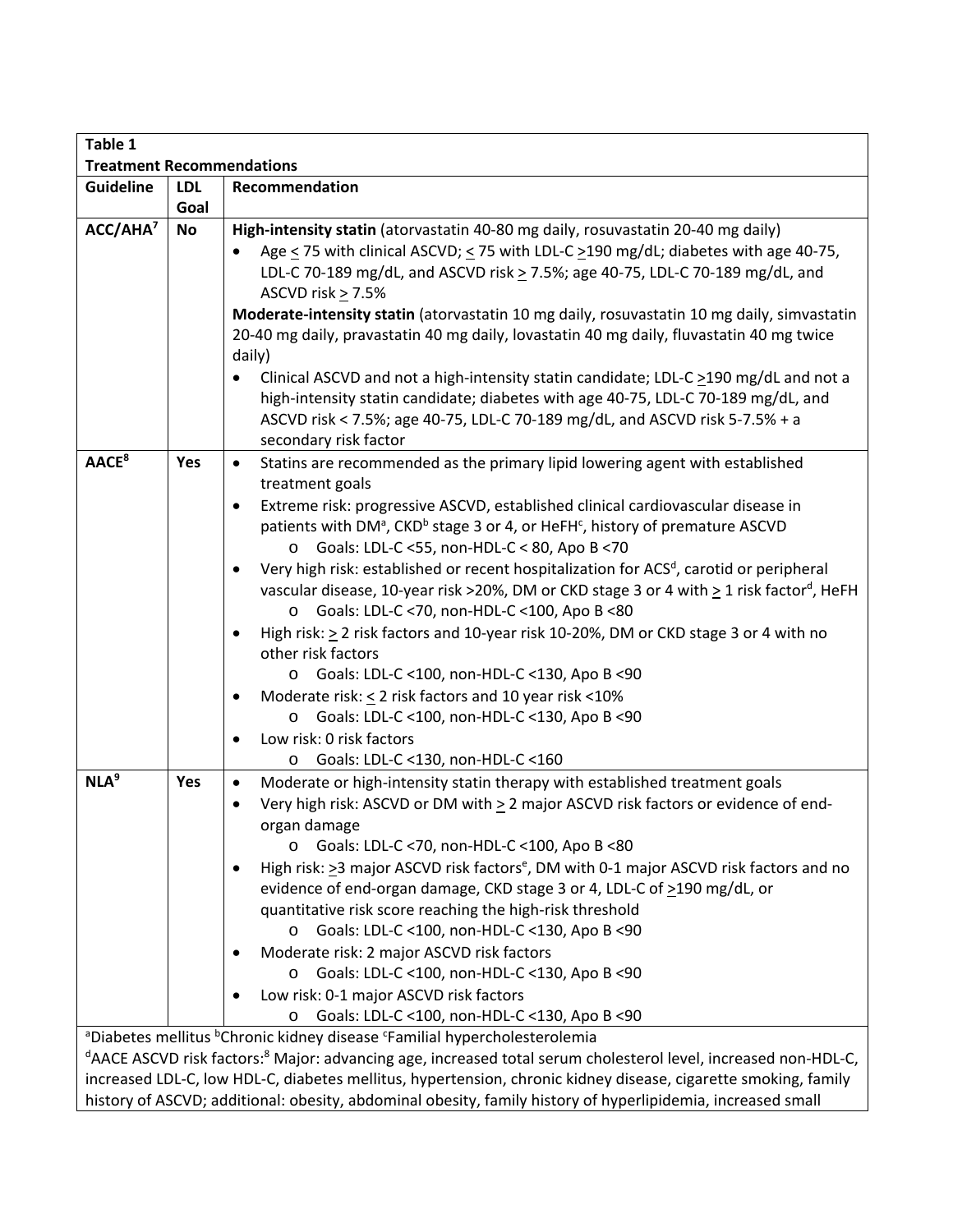**Table 1**
**Treatment Recommendations**

| Guideline | LDL Goal | Recommendation |
|---|---|---|
| **ACC/AHA**[7] | **No** | **High-intensity statin** (atorvastatin 40-80 mg daily, rosuvastatin 20-40 mg daily)<br>• Age < 75 with clinical ASCVD; < 75 with LDL-C >190 mg/dL; diabetes with age 40-75, LDL-C 70-189 mg/dL, and ASCVD risk > 7.5%; age 40-75, LDL-C 70-189 mg/dL, and ASCVD risk > 7.5%<br>**Moderate-intensity statin** (atorvastatin 10 mg daily, rosuvastatin 10 mg daily, simvastatin 20-40 mg daily, pravastatin 40 mg daily, lovastatin 40 mg daily, fluvastatin 40 mg twice daily)<br>• Clinical ASCVD and not a high-intensity statin candidate; LDL-C >190 mg/dL and not a high-intensity statin candidate; diabetes with age 40-75, LDL-C 70-189 mg/dL, and ASCVD risk < 7.5%; age 40-75, LDL-C 70-189 mg/dL, and ASCVD risk 5-7.5% + a secondary risk factor |
| **AACE**[8] | **Yes** | • Statins are recommended as the primary lipid lowering agent with established treatment goals<br>• Extreme risk: progressive ASCVD, established clinical cardiovascular disease in patients with DM[a], CKD[b] stage 3 or 4, or HeFH[c], history of premature ASCVD<br>&nbsp;&nbsp;&nbsp;o Goals: LDL-C <55, non-HDL-C < 80, Apo B <70<br>• Very high risk: established or recent hospitalization for ACS[d], carotid or peripheral vascular disease, 10-year risk >20%, DM or CKD stage 3 or 4 with > 1 risk factor[d], HeFH<br>&nbsp;&nbsp;&nbsp;o Goals: LDL-C <70, non-HDL-C <100, Apo B <80<br>• High risk: > 2 risk factors and 10-year risk 10-20%, DM or CKD stage 3 or 4 with no other risk factors<br>&nbsp;&nbsp;&nbsp;o Goals: LDL-C <100, non-HDL-C <130, Apo B <90<br>• Moderate risk: < 2 risk factors and 10 year risk <10%<br>&nbsp;&nbsp;&nbsp;o Goals: LDL-C <100, non-HDL-C <130, Apo B <90<br>• Low risk: 0 risk factors<br>&nbsp;&nbsp;&nbsp;o Goals: LDL-C <130, non-HDL-C <160 |
| **NLA**[9] | **Yes** | • Moderate or high-intensity statin therapy with established treatment goals<br>• Very high risk: ASCVD or DM with > 2 major ASCVD risk factors or evidence of end-organ damage<br>&nbsp;&nbsp;&nbsp;o Goals: LDL-C <70, non-HDL-C <100, Apo B <80<br>• High risk: >3 major ASCVD risk factors[e], DM with 0-1 major ASCVD risk factors and no evidence of end-organ damage, CKD stage 3 or 4, LDL-C of >190 mg/dL, or quantitative risk score reaching the high-risk threshold<br>&nbsp;&nbsp;&nbsp;o Goals: LDL-C <100, non-HDL-C <130, Apo B <90<br>• Moderate risk: 2 major ASCVD risk factors<br>&nbsp;&nbsp;&nbsp;o Goals: LDL-C <100, non-HDL-C <130, Apo B <90<br>• Low risk: 0-1 major ASCVD risk factors<br>&nbsp;&nbsp;&nbsp;o Goals: LDL-C <100, non-HDL-C <130, Apo B <90 |

[a]Diabetes mellitus [b]Chronic kidney disease [c]Familial hypercholesterolemia

[d]AACE ASCVD risk factors:[8] Major: advancing age, increased total serum cholesterol level, increased non-HDL-C, increased LDL-C, low HDL-C, diabetes mellitus, hypertension, chronic kidney disease, cigarette smoking, family history of ASCVD; additional: obesity, abdominal obesity, family history of hyperlipidemia, increased small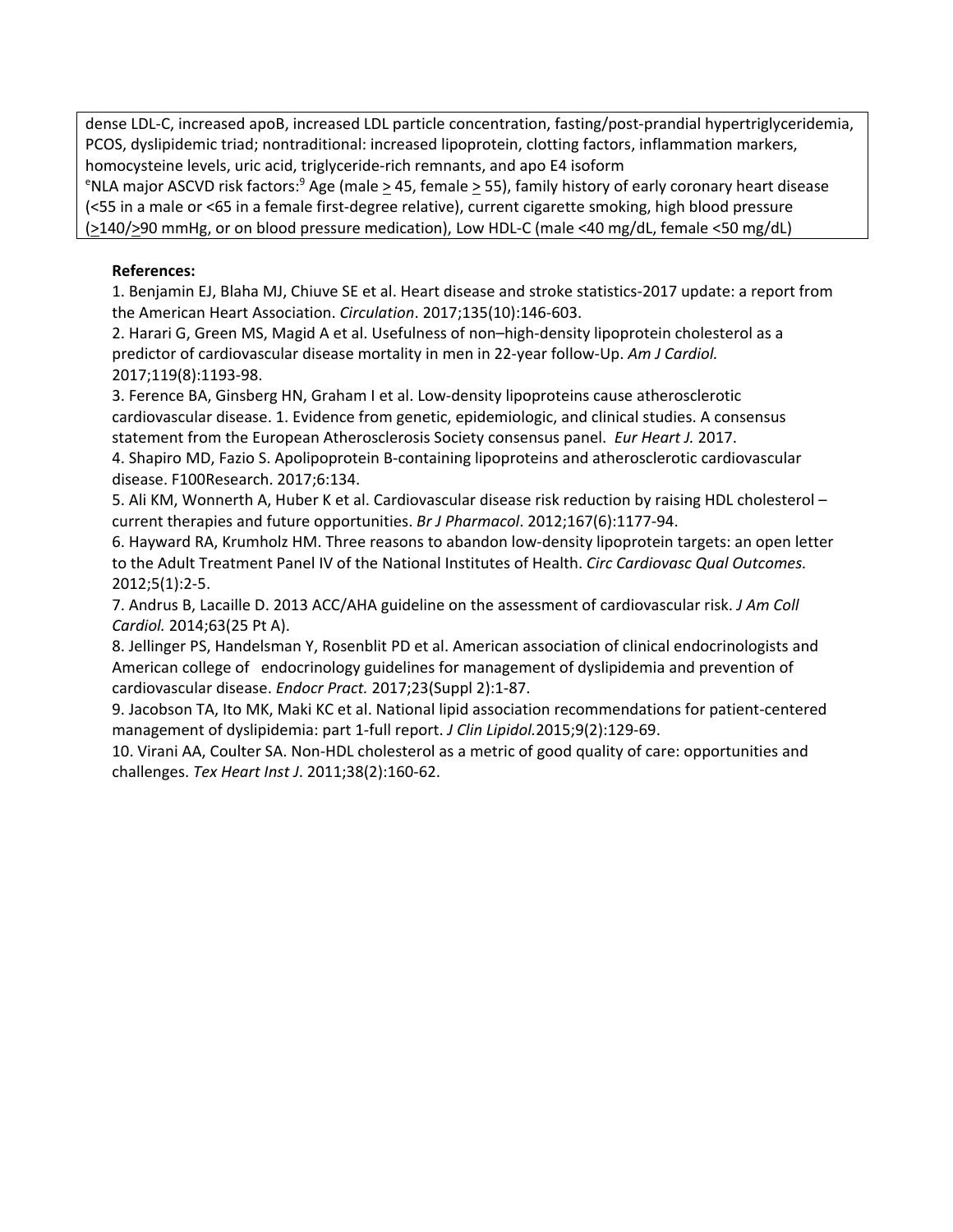dense LDL-C, increased apoB, increased LDL particle concentration, fasting/post-prandial hypertriglyceridemia, PCOS, dyslipidemic triad; nontraditional: increased lipoprotein, clotting factors, inflammation markers, homocysteine levels, uric acid, triglyceride-rich remnants, and apo E4 isoform

[e]NLA major ASCVD risk factors:[9] Age (male $\geq$ 45, female $\geq$ 55), family history of early coronary heart disease (<55 in a male or <65 in a female first-degree relative), current cigarette smoking, high blood pressure ($\geq$140/$\geq$90 mmHg, or on blood pressure medication), Low HDL-C (male <40 mg/dL, female <50 mg/dL)

**References:**

1. Benjamin EJ, Blaha MJ, Chiuve SE et al. Heart disease and stroke statistics-2017 update: a report from the American Heart Association. *Circulation*. 2017;135(10):146-603.
2. Harari G, Green MS, Magid A et al. Usefulness of non–high-density lipoprotein cholesterol as a predictor of cardiovascular disease mortality in men in 22-year follow-Up. *Am J Cardiol.* 2017;119(8):1193-98.
3. Ference BA, Ginsberg HN, Graham I et al. Low-density lipoproteins cause atherosclerotic cardiovascular disease. 1. Evidence from genetic, epidemiologic, and clinical studies. A consensus statement from the European Atherosclerosis Society consensus panel. *Eur Heart J.* 2017.
4. Shapiro MD, Fazio S. Apolipoprotein B-containing lipoproteins and atherosclerotic cardiovascular disease. F100Research. 2017;6:134.
5. Ali KM, Wonnerth A, Huber K et al. Cardiovascular disease risk reduction by raising HDL cholesterol – current therapies and future opportunities. *Br J Pharmacol*. 2012;167(6):1177-94.
6. Hayward RA, Krumholz HM. Three reasons to abandon low-density lipoprotein targets: an open letter to the Adult Treatment Panel IV of the National Institutes of Health. *Circ Cardiovasc Qual Outcomes.* 2012;5(1):2-5.
7. Andrus B, Lacaille D. 2013 ACC/AHA guideline on the assessment of cardiovascular risk. *J Am Coll Cardiol.* 2014;63(25 Pt A).
8. Jellinger PS, Handelsman Y, Rosenblit PD et al. American association of clinical endocrinologists and American college of endocrinology guidelines for management of dyslipidemia and prevention of cardiovascular disease. *Endocr Pract.* 2017;23(Suppl 2):1-87.
9. Jacobson TA, Ito MK, Maki KC et al. National lipid association recommendations for patient-centered management of dyslipidemia: part 1-full report. *J Clin Lipidol.*2015;9(2):129-69.
10. Virani AA, Coulter SA. Non-HDL cholesterol as a metric of good quality of care: opportunities and challenges. *Tex Heart Inst J*. 2011;38(2):160-62.